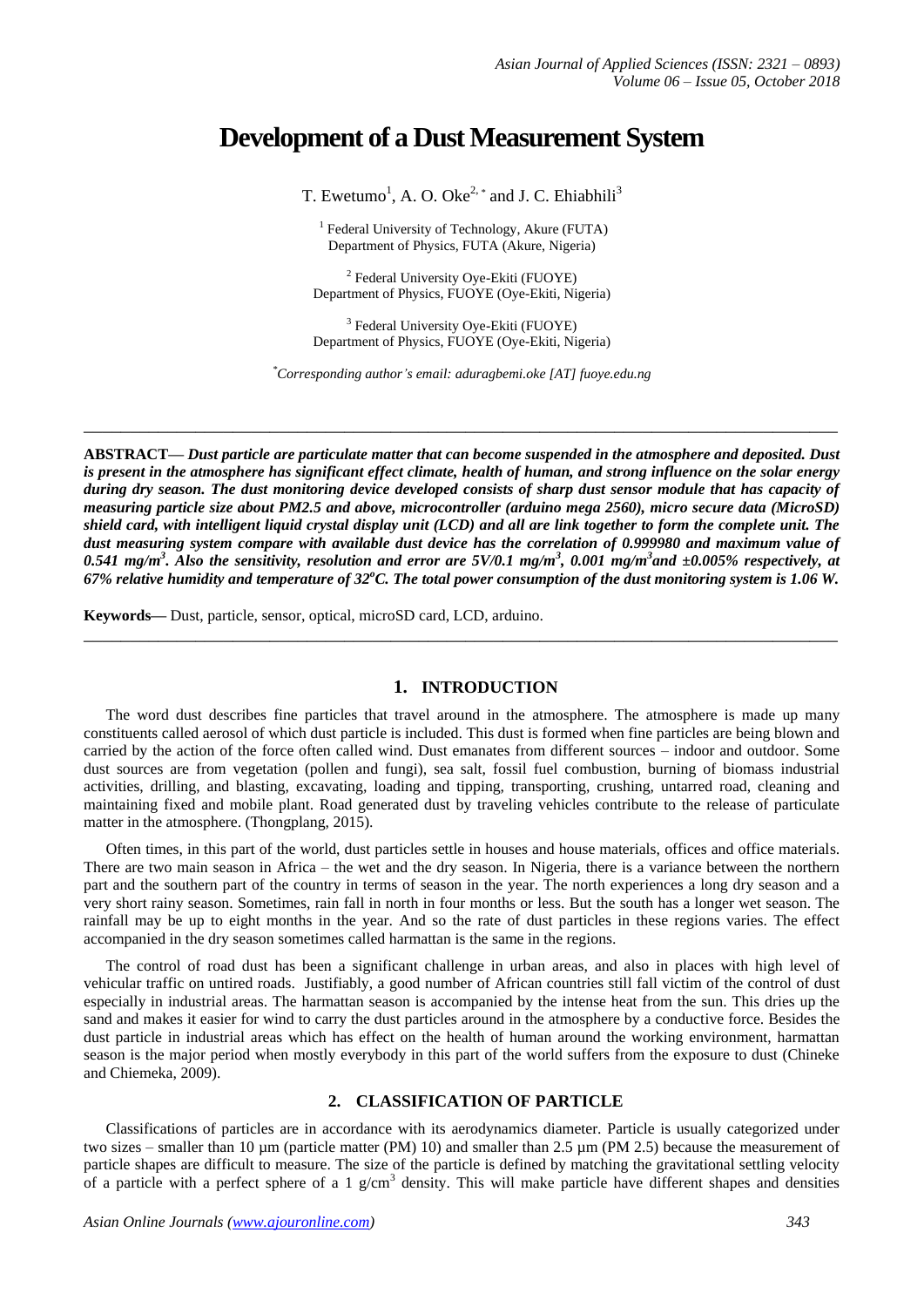# Development of a Dust Measurement System

T. Ewetumo[1], A. O. Oke[2,*] and J. C. Ehiabhili[3]

[1] Federal University of Technology, Akure (FUTA)
Department of Physics, FUTA (Akure, Nigeria)

[2] Federal University Oye-Ekiti (FUOYE)
Department of Physics, FUOYE (Oye-Ekiti, Nigeria)

[3] Federal University Oye-Ekiti (FUOYE)
Department of Physics, FUOYE (Oye-Ekiti, Nigeria)

*Corresponding author's email: aduragbemi.oke [AT] fuoye.edu.ng

---

**ABSTRACT—** ***Dust particle are particulate matter that can become suspended in the atmosphere and deposited. Dust is present in the atmosphere has significant effect climate, health of human, and strong influence on the solar energy during dry season. The dust monitoring device developed consists of sharp dust sensor module that has capacity of measuring particle size about PM2.5 and above, microcontroller (arduino mega 2560), micro secure data (MicroSD) shield card, with intelligent liquid crystal display unit (LCD) and all are link together to form the complete unit. The dust measuring system compare with available dust device has the correlation of 0.999980 and maximum value of 0.541 mg/m$^3$. Also the sensitivity, resolution and error are 5V/0.1 mg/m$^3$, 0.001 mg/m$^3$and ±0.005% respectively, at 67% relative humidity and temperature of 32$^o$C. The total power consumption of the dust monitoring system is 1.06 W.***

**Keywords—** Dust, particle, sensor, optical, microSD card, LCD, arduino.

---

## 1. INTRODUCTION

The word dust describes fine particles that travel around in the atmosphere. The atmosphere is made up many constituents called aerosol of which dust particle is included. This dust is formed when fine particles are being blown and carried by the action of the force often called wind. Dust emanates from different sources – indoor and outdoor. Some dust sources are from vegetation (pollen and fungi), sea salt, fossil fuel combustion, burning of biomass industrial activities, drilling, and blasting, excavating, loading and tipping, transporting, crushing, untarred road, cleaning and maintaining fixed and mobile plant. Road generated dust by traveling vehicles contribute to the release of particulate matter in the atmosphere. (Thongplang, 2015).

Often times, in this part of the world, dust particles settle in houses and house materials, offices and office materials. There are two main season in Africa – the wet and the dry season. In Nigeria, there is a variance between the northern part and the southern part of the country in terms of season in the year. The north experiences a long dry season and a very short rainy season. Sometimes, rain fall in north in four months or less. But the south has a longer wet season. The rainfall may be up to eight months in the year. And so the rate of dust particles in these regions varies. The effect accompanied in the dry season sometimes called harmattan is the same in the regions.

The control of road dust has been a significant challenge in urban areas, and also in places with high level of vehicular traffic on untired roads. Justifiably, a good number of African countries still fall victim of the control of dust especially in industrial areas. The harmattan season is accompanied by the intense heat from the sun. This dries up the sand and makes it easier for wind to carry the dust particles around in the atmosphere by a conductive force. Besides the dust particle in industrial areas which has effect on the health of human around the working environment, harmattan season is the major period when mostly everybody in this part of the world suffers from the exposure to dust (Chineke and Chiemeka, 2009).

## 2. CLASSIFICATION OF PARTICLE

Classifications of particles are in accordance with its aerodynamics diameter. Particle is usually categorized under two sizes – smaller than 10 µm (particle matter (PM) 10) and smaller than 2.5 µm (PM 2.5) because the measurement of particle shapes are difficult to measure. The size of the particle is defined by matching the gravitational settling velocity of a particle with a perfect sphere of a 1 g/cm$^3$ density. This will make particle have different shapes and densities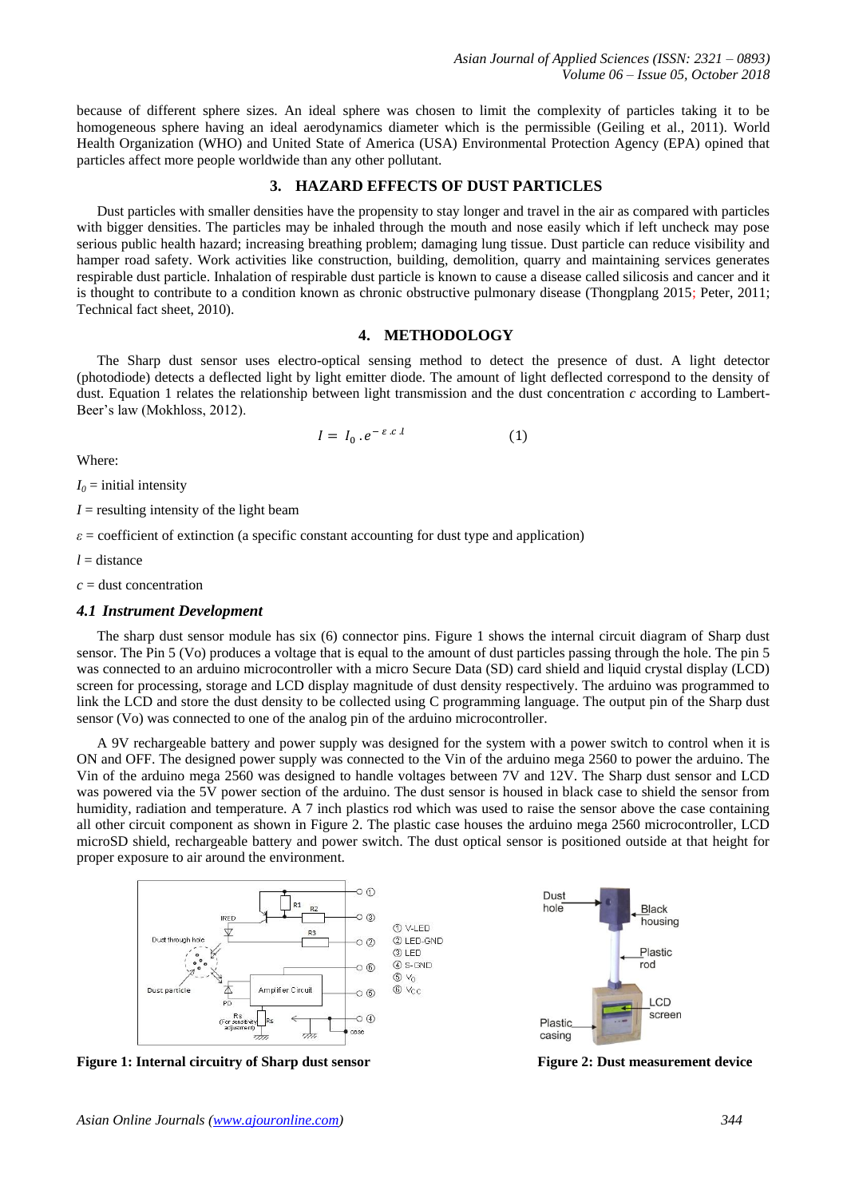because of different sphere sizes. An ideal sphere was chosen to limit the complexity of particles taking it to be homogeneous sphere having an ideal aerodynamics diameter which is the permissible (Geiling et al., 2011). World Health Organization (WHO) and United State of America (USA) Environmental Protection Agency (EPA) opined that particles affect more people worldwide than any other pollutant.

## 3. HAZARD EFFECTS OF DUST PARTICLES

Dust particles with smaller densities have the propensity to stay longer and travel in the air as compared with particles with bigger densities. The particles may be inhaled through the mouth and nose easily which if left uncheck may pose serious public health hazard; increasing breathing problem; damaging lung tissue. Dust particle can reduce visibility and hamper road safety. Work activities like construction, building, demolition, quarry and maintaining services generates respirable dust particle. Inhalation of respirable dust particle is known to cause a disease called silicosis and cancer and it is thought to contribute to a condition known as chronic obstructive pulmonary disease (Thongplang 2015; Peter, 2011; Technical fact sheet, 2010).

## 4. METHODOLOGY

The Sharp dust sensor uses electro-optical sensing method to detect the presence of dust. A light detector (photodiode) detects a deflected light by light emitter diode. The amount of light deflected correspond to the density of dust. Equation 1 relates the relationship between light transmission and the dust concentration *c* according to Lambert-Beer's law (Mokhloss, 2012).

$$I = I_0 . e^{-\varepsilon . c . l} \qquad (1)$$

Where:

$I_0$ = initial intensity

$I$ = resulting intensity of the light beam

$\varepsilon$ = coefficient of extinction (a specific constant accounting for dust type and application)

$l$ = distance

$c$ = dust concentration

### *4.1 Instrument Development*

The sharp dust sensor module has six (6) connector pins. Figure 1 shows the internal circuit diagram of Sharp dust sensor. The Pin 5 (Vo) produces a voltage that is equal to the amount of dust particles passing through the hole. The pin 5 was connected to an arduino microcontroller with a micro Secure Data (SD) card shield and liquid crystal display (LCD) screen for processing, storage and LCD display magnitude of dust density respectively. The arduino was programmed to link the LCD and store the dust density to be collected using C programming language. The output pin of the Sharp dust sensor (Vo) was connected to one of the analog pin of the arduino microcontroller.

A 9V rechargeable battery and power supply was designed for the system with a power switch to control when it is ON and OFF. The designed power supply was connected to the Vin of the arduino mega 2560 to power the arduino. The Vin of the arduino mega 2560 was designed to handle voltages between 7V and 12V. The Sharp dust sensor and LCD was powered via the 5V power section of the arduino. The dust sensor is housed in black case to shield the sensor from humidity, radiation and temperature. A 7 inch plastics rod which was used to raise the sensor above the case containing all other circuit component as shown in Figure 2. The plastic case houses the arduino mega 2560 microcontroller, LCD microSD shield, rechargeable battery and power switch. The dust optical sensor is positioned outside at that height for proper exposure to air around the environment.

**Figure 1: Internal circuitry of Sharp dust sensor**

**Figure 2: Dust measurement device**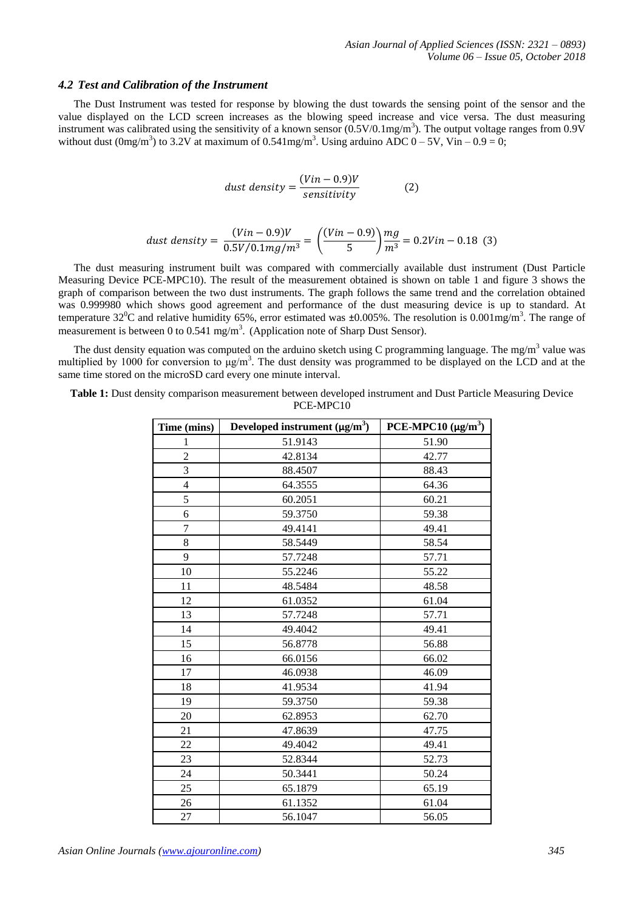### *4.2 Test and Calibration of the Instrument*

The Dust Instrument was tested for response by blowing the dust towards the sensing point of the sensor and the value displayed on the LCD screen increases as the blowing speed increase and vice versa. The dust measuring instrument was calibrated using the sensitivity of a known sensor ($0.5V/0.1mg/m^3$). The output voltage ranges from 0.9V without dust ($0mg/m^3$) to 3.2V at maximum of $0.541mg/m^3$. Using arduino ADC 0 – 5V, Vin – 0.9 = 0;

$$dust\ density = \frac{(Vin - 0.9)V}{sensitivity} \qquad (2)$$

$$dust\ density = \frac{(Vin - 0.9)V}{0.5V/0.1mg/m^3} = \left(\frac{(Vin - 0.9)}{5}\right)\frac{mg}{m^3} = 0.2Vin - 0.18 \ \ (3)$$

The dust measuring instrument built was compared with commercially available dust instrument (Dust Particle Measuring Device PCE-MPC10). The result of the measurement obtained is shown on table 1 and figure 3 shows the graph of comparison between the two dust instruments. The graph follows the same trend and the correlation obtained was 0.999980 which shows good agreement and performance of the dust measuring device is up to standard. At temperature $32^0$C and relative humidity 65%, error estimated was ±0.005%. The resolution is $0.001mg/m^3$. The range of measurement is between 0 to 0.541 $mg/m^3$. (Application note of Sharp Dust Sensor).

The dust density equation was computed on the arduino sketch using C programming language. The $mg/m^3$ value was multiplied by 1000 for conversion to $\mu g/m^3$. The dust density was programmed to be displayed on the LCD and at the same time stored on the microSD card every one minute interval.

**Table 1:** Dust density comparison measurement between developed instrument and Dust Particle Measuring Device PCE-MPC10

| Time (mins) | Developed instrument ($\mu g/m^3$) | PCE-MPC10 ($\mu g/m^3$) |
|---|---|---|
| 1 | 51.9143 | 51.90 |
| 2 | 42.8134 | 42.77 |
| 3 | 88.4507 | 88.43 |
| 4 | 64.3555 | 64.36 |
| 5 | 60.2051 | 60.21 |
| 6 | 59.3750 | 59.38 |
| 7 | 49.4141 | 49.41 |
| 8 | 58.5449 | 58.54 |
| 9 | 57.7248 | 57.71 |
| 10 | 55.2246 | 55.22 |
| 11 | 48.5484 | 48.58 |
| 12 | 61.0352 | 61.04 |
| 13 | 57.7248 | 57.71 |
| 14 | 49.4042 | 49.41 |
| 15 | 56.8778 | 56.88 |
| 16 | 66.0156 | 66.02 |
| 17 | 46.0938 | 46.09 |
| 18 | 41.9534 | 41.94 |
| 19 | 59.3750 | 59.38 |
| 20 | 62.8953 | 62.70 |
| 21 | 47.8639 | 47.75 |
| 22 | 49.4042 | 49.41 |
| 23 | 52.8344 | 52.73 |
| 24 | 50.3441 | 50.24 |
| 25 | 65.1879 | 65.19 |
| 26 | 61.1352 | 61.04 |
| 27 | 56.1047 | 56.05 |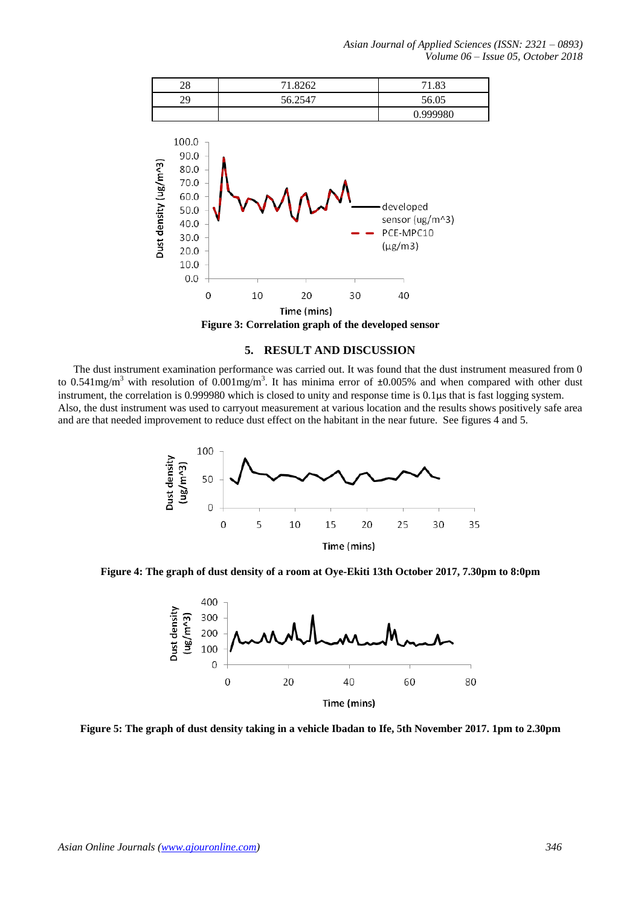| 28 | 71.8262 | 71.83 |
|---|---|---|
| 29 | 56.2547 | 56.05 |
| | | 0.999980 |

**Figure 3: Correlation graph of the developed sensor**

## 5. RESULT AND DISCUSSION

The dust instrument examination performance was carried out. It was found that the dust instrument measured from 0 to 0.541mg/m$^3$ with resolution of 0.001mg/m$^3$. It has minima error of ±0.005% and when compared with other dust instrument, the correlation is 0.999980 which is closed to unity and response time is 0.1µs that is fast logging system. Also, the dust instrument was used to carryout measurement at various location and the results shows positively safe area and are that needed improvement to reduce dust effect on the habitant in the near future. See figures 4 and 5.

**Figure 4: The graph of dust density of a room at Oye-Ekiti 13th October 2017, 7.30pm to 8:0pm**

**Figure 5: The graph of dust density taking in a vehicle Ibadan to Ife, 5th November 2017. 1pm to 2.30pm**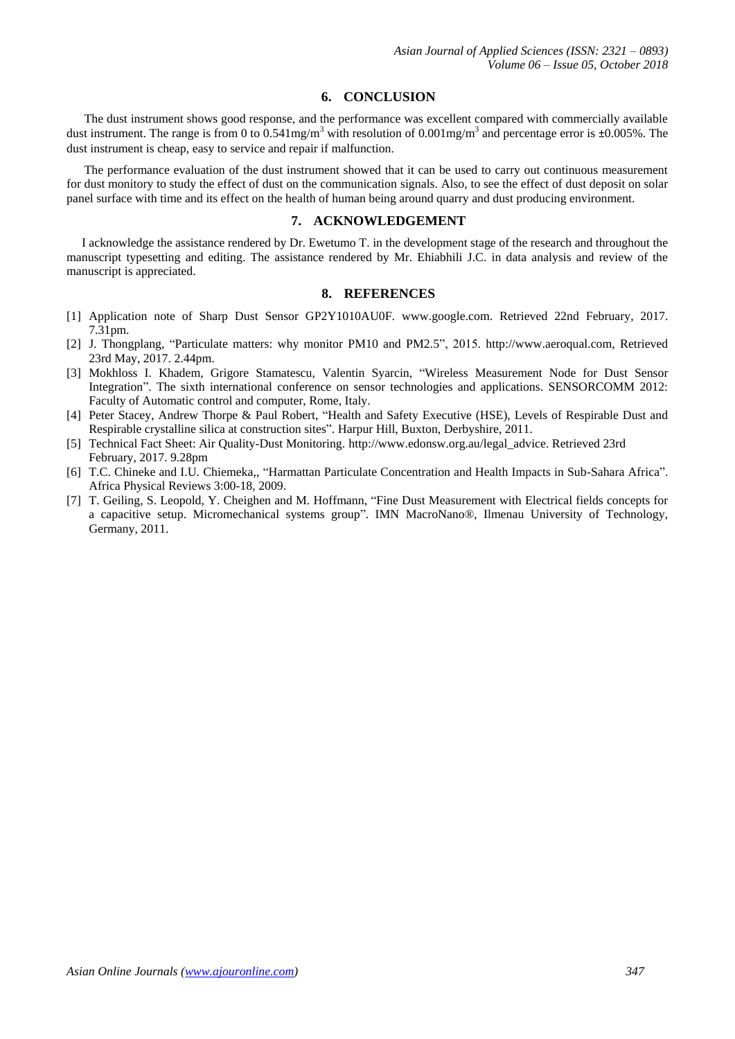## 6. CONCLUSION

The dust instrument shows good response, and the performance was excellent compared with commercially available dust instrument. The range is from 0 to 0.541mg/m$^3$ with resolution of 0.001mg/m$^3$ and percentage error is ±0.005%. The dust instrument is cheap, easy to service and repair if malfunction.

The performance evaluation of the dust instrument showed that it can be used to carry out continuous measurement for dust monitory to study the effect of dust on the communication signals. Also, to see the effect of dust deposit on solar panel surface with time and its effect on the health of human being around quarry and dust producing environment.

## 7. ACKNOWLEDGEMENT

I acknowledge the assistance rendered by Dr. Ewetumo T. in the development stage of the research and throughout the manuscript typesetting and editing. The assistance rendered by Mr. Ehiabhili J.C. in data analysis and review of the manuscript is appreciated.

## 8. REFERENCES

[1] Application note of Sharp Dust Sensor GP2Y1010AU0F. www.google.com. Retrieved 22nd February, 2017. 7.31pm.

[2] J. Thongplang, "Particulate matters: why monitor PM10 and PM2.5", 2015. http://www.aeroqual.com, Retrieved 23rd May, 2017. 2.44pm.

[3] Mokhloss I. Khadem, Grigore Stamatescu, Valentin Syarcin, "Wireless Measurement Node for Dust Sensor Integration". The sixth international conference on sensor technologies and applications. SENSORCOMM 2012: Faculty of Automatic control and computer, Rome, Italy.

[4] Peter Stacey, Andrew Thorpe & Paul Robert, "Health and Safety Executive (HSE), Levels of Respirable Dust and Respirable crystalline silica at construction sites". Harpur Hill, Buxton, Derbyshire, 2011.

[5] Technical Fact Sheet: Air Quality-Dust Monitoring. http://www.edonsw.org.au/legal_advice. Retrieved 23rd February, 2017. 9.28pm

[6] T.C. Chineke and I.U. Chiemeka,, "Harmattan Particulate Concentration and Health Impacts in Sub-Sahara Africa". Africa Physical Reviews 3:00-18, 2009.

[7] T. Geiling, S. Leopold, Y. Cheighen and M. Hoffmann, "Fine Dust Measurement with Electrical fields concepts for a capacitive setup. Micromechanical systems group". IMN MacroNano®, Ilmenau University of Technology, Germany, 2011.